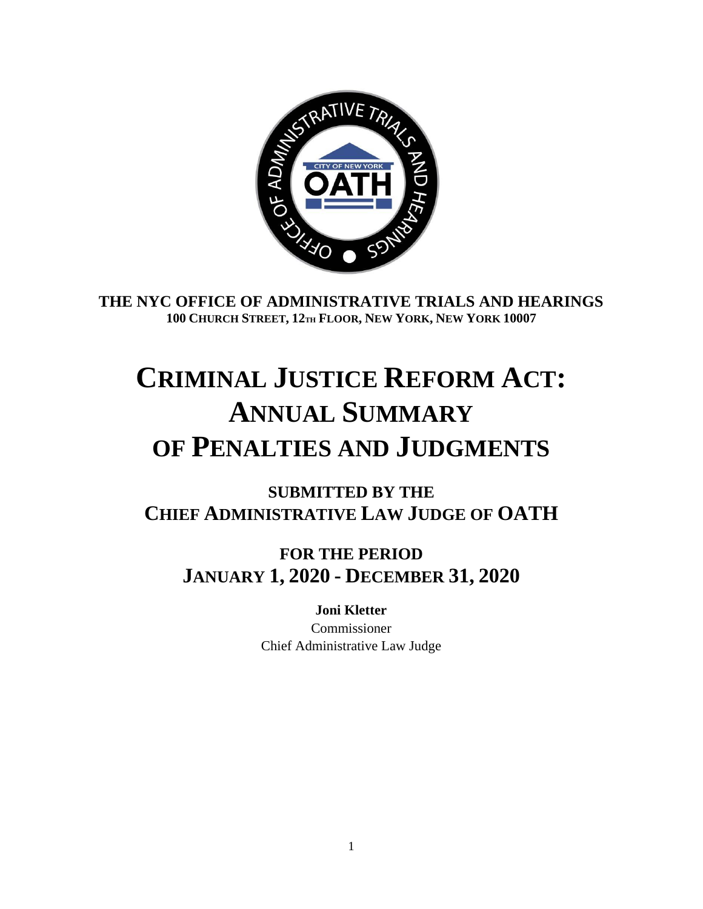**THE NYC OFFICE OF ADMINISTRATIVE TRIALS AND HEARINGS**
**100 CHURCH STREET, 12TH FLOOR, NEW YORK, NEW YORK 10007**

# CRIMINAL JUSTICE REFORM ACT: ANNUAL SUMMARY OF PENALTIES AND JUDGMENTS

## SUBMITTED BY THE CHIEF ADMINISTRATIVE LAW JUDGE OF OATH

## FOR THE PERIOD JANUARY 1, 2020 - DECEMBER 31, 2020

**Joni Kletter**
Commissioner
Chief Administrative Law Judge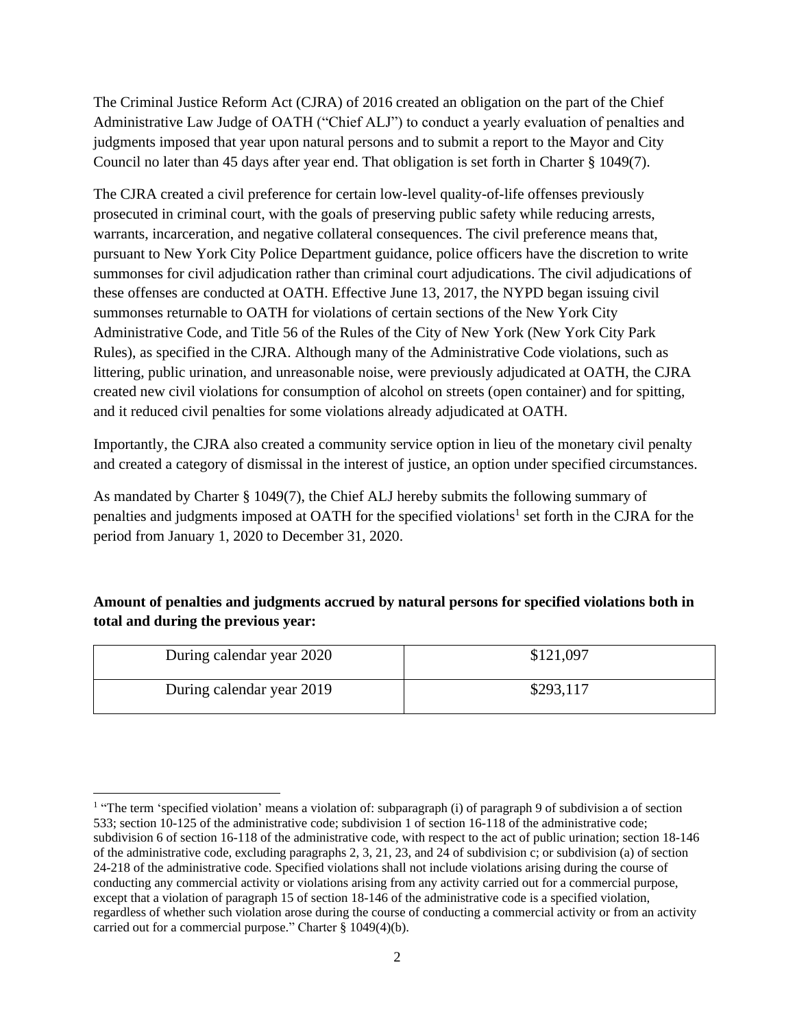The Criminal Justice Reform Act (CJRA) of 2016 created an obligation on the part of the Chief Administrative Law Judge of OATH ("Chief ALJ") to conduct a yearly evaluation of penalties and judgments imposed that year upon natural persons and to submit a report to the Mayor and City Council no later than 45 days after year end. That obligation is set forth in Charter § 1049(7).

The CJRA created a civil preference for certain low-level quality-of-life offenses previously prosecuted in criminal court, with the goals of preserving public safety while reducing arrests, warrants, incarceration, and negative collateral consequences. The civil preference means that, pursuant to New York City Police Department guidance, police officers have the discretion to write summonses for civil adjudication rather than criminal court adjudications. The civil adjudications of these offenses are conducted at OATH. Effective June 13, 2017, the NYPD began issuing civil summonses returnable to OATH for violations of certain sections of the New York City Administrative Code, and Title 56 of the Rules of the City of New York (New York City Park Rules), as specified in the CJRA. Although many of the Administrative Code violations, such as littering, public urination, and unreasonable noise, were previously adjudicated at OATH, the CJRA created new civil violations for consumption of alcohol on streets (open container) and for spitting, and it reduced civil penalties for some violations already adjudicated at OATH.

Importantly, the CJRA also created a community service option in lieu of the monetary civil penalty and created a category of dismissal in the interest of justice, an option under specified circumstances.

As mandated by Charter § 1049(7), the Chief ALJ hereby submits the following summary of penalties and judgments imposed at OATH for the specified violations[1] set forth in the CJRA for the period from January 1, 2020 to December 31, 2020.

**Amount of penalties and judgments accrued by natural persons for specified violations both in total and during the previous year:**

| | |
|---|---|
| During calendar year 2020 | $121,097 |
| During calendar year 2019 | $293,117 |

[1] "The term 'specified violation' means a violation of: subparagraph (i) of paragraph 9 of subdivision a of section 533; section 10-125 of the administrative code; subdivision 1 of section 16-118 of the administrative code; subdivision 6 of section 16-118 of the administrative code, with respect to the act of public urination; section 18-146 of the administrative code, excluding paragraphs 2, 3, 21, 23, and 24 of subdivision c; or subdivision (a) of section 24-218 of the administrative code. Specified violations shall not include violations arising during the course of conducting any commercial activity or violations arising from any activity carried out for a commercial purpose, except that a violation of paragraph 15 of section 18-146 of the administrative code is a specified violation, regardless of whether such violation arose during the course of conducting a commercial activity or from an activity carried out for a commercial purpose." Charter § 1049(4)(b).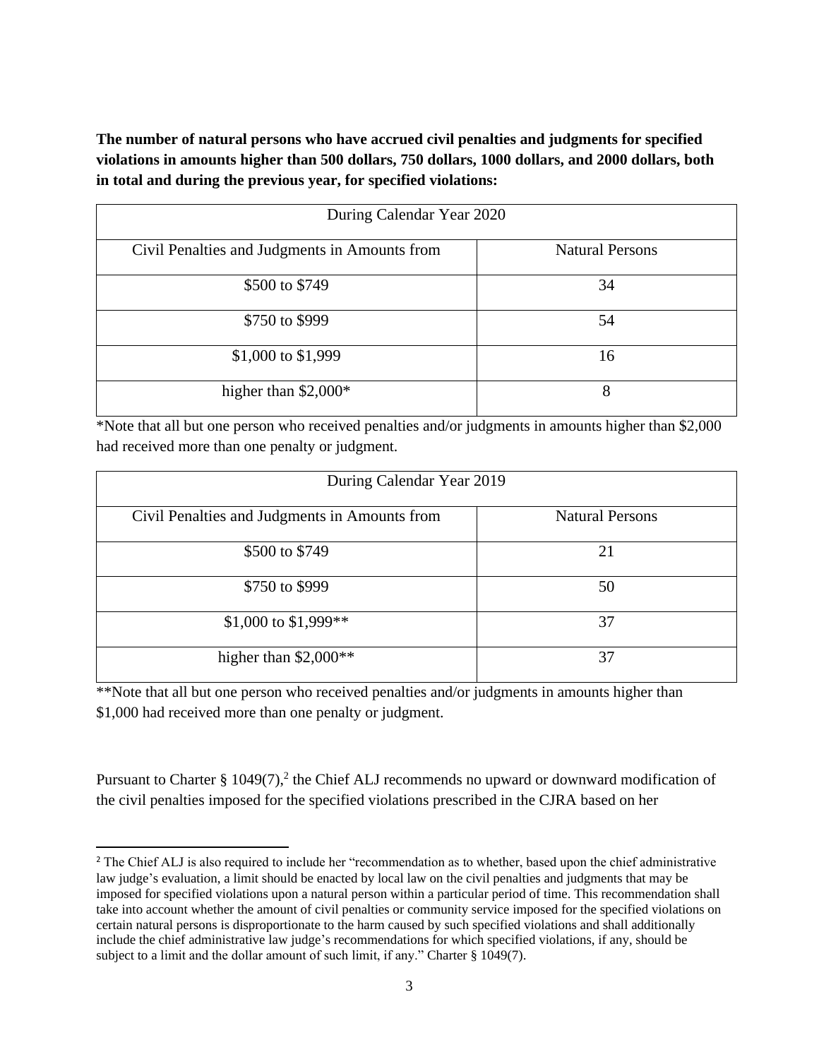**The number of natural persons who have accrued civil penalties and judgments for specified violations in amounts higher than 500 dollars, 750 dollars, 1000 dollars, and 2000 dollars, both in total and during the previous year, for specified violations:**

| During Calendar Year 2020 | |
|---|---|
| Civil Penalties and Judgments in Amounts from | Natural Persons |
| $500 to $749 | 34 |
| $750 to $999 | 54 |
| $1,000 to $1,999 | 16 |
| higher than $2,000* | 8 |

*Note that all but one person who received penalties and/or judgments in amounts higher than $2,000 had received more than one penalty or judgment.

| During Calendar Year 2019 | |
|---|---|
| Civil Penalties and Judgments in Amounts from | Natural Persons |
| $500 to $749 | 21 |
| $750 to $999 | 50 |
| $1,000 to $1,999** | 37 |
| higher than $2,000** | 37 |

**Note that all but one person who received penalties and/or judgments in amounts higher than $1,000 had received more than one penalty or judgment.

Pursuant to Charter § 1049(7),[2] the Chief ALJ recommends no upward or downward modification of the civil penalties imposed for the specified violations prescribed in the CJRA based on her

[2] The Chief ALJ is also required to include her "recommendation as to whether, based upon the chief administrative law judge's evaluation, a limit should be enacted by local law on the civil penalties and judgments that may be imposed for specified violations upon a natural person within a particular period of time. This recommendation shall take into account whether the amount of civil penalties or community service imposed for the specified violations on certain natural persons is disproportionate to the harm caused by such specified violations and shall additionally include the chief administrative law judge's recommendations for which specified violations, if any, should be subject to a limit and the dollar amount of such limit, if any." Charter § 1049(7).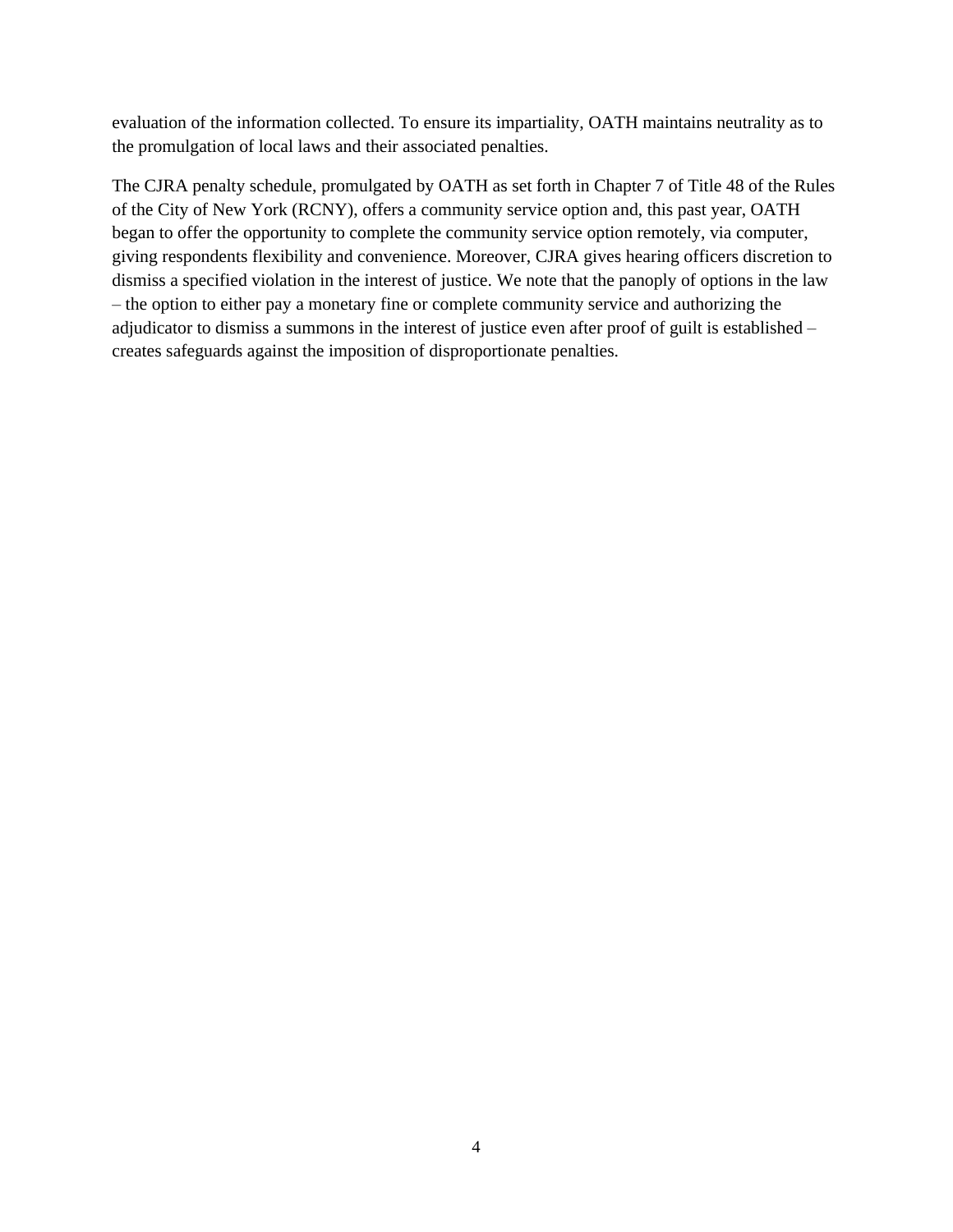evaluation of the information collected. To ensure its impartiality, OATH maintains neutrality as to the promulgation of local laws and their associated penalties.

The CJRA penalty schedule, promulgated by OATH as set forth in Chapter 7 of Title 48 of the Rules of the City of New York (RCNY), offers a community service option and, this past year, OATH began to offer the opportunity to complete the community service option remotely, via computer, giving respondents flexibility and convenience. Moreover, CJRA gives hearing officers discretion to dismiss a specified violation in the interest of justice. We note that the panoply of options in the law – the option to either pay a monetary fine or complete community service and authorizing the adjudicator to dismiss a summons in the interest of justice even after proof of guilt is established – creates safeguards against the imposition of disproportionate penalties.